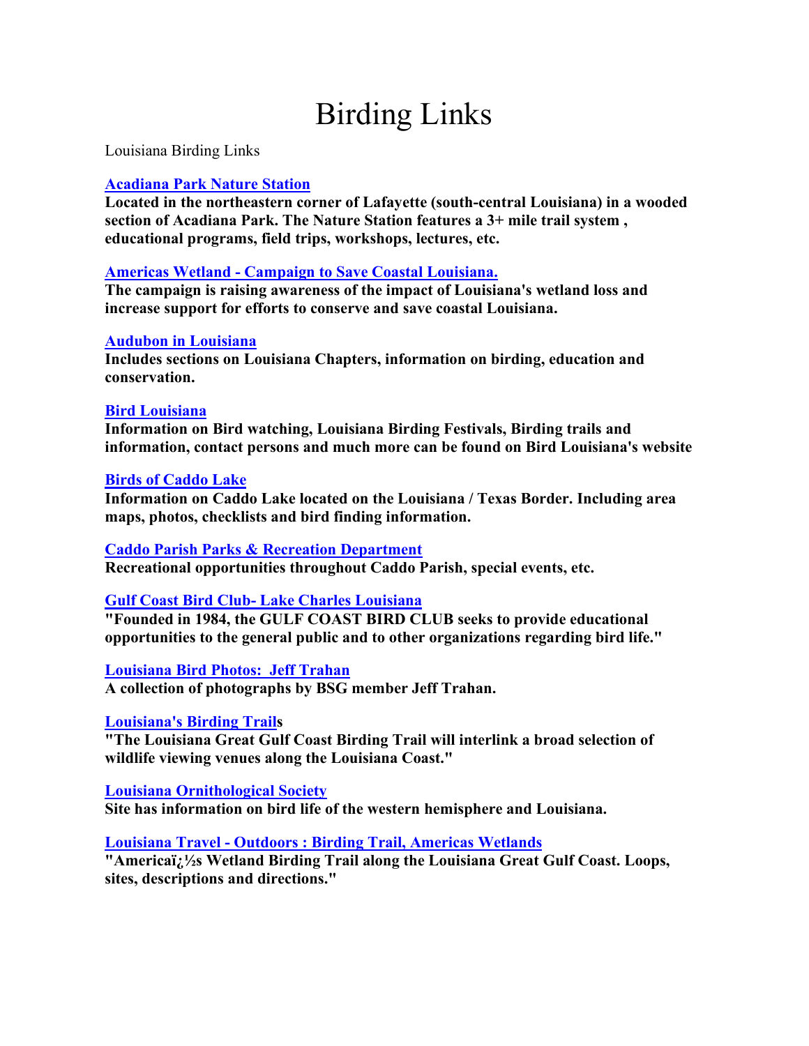# Birding Links

Louisiana Birding Links

**Acadiana Park Nature Station**
**Located in the northeastern corner of Lafayette (south-central Louisiana) in a wooded section of Acadiana Park. The Nature Station features a 3+ mile trail system , educational programs, field trips, workshops, lectures, etc.**

**Americas Wetland - Campaign to Save Coastal Louisiana.**
**The campaign is raising awareness of the impact of Louisiana's wetland loss and increase support for efforts to conserve and save coastal Louisiana.**

**Audubon in Louisiana**
**Includes sections on Louisiana Chapters, information on birding, education and conservation.**

**Bird Louisiana**
**Information on Bird watching, Louisiana Birding Festivals, Birding trails and information, contact persons and much more can be found on Bird Louisiana's website**

**Birds of Caddo Lake**
**Information on Caddo Lake located on the Louisiana / Texas Border. Including area maps, photos, checklists and bird finding information.**

**Caddo Parish Parks & Recreation Department**
**Recreational opportunities throughout Caddo Parish, special events, etc.**

**Gulf Coast Bird Club- Lake Charles Louisiana**
**"Founded in 1984, the GULF COAST BIRD CLUB seeks to provide educational opportunities to the general public and to other organizations regarding bird life."**

**Louisiana Bird Photos: Jeff Trahan**
**A collection of photographs by BSG member Jeff Trahan.**

**Louisiana's Birding Trails**
**"The Louisiana Great Gulf Coast Birding Trail will interlink a broad selection of wildlife viewing venues along the Louisiana Coast."**

**Louisiana Ornithological Society**
**Site has information on bird life of the western hemisphere and Louisiana.**

**Louisiana Travel - Outdoors : Birding Trail, Americas Wetlands**
**"Americaï¿½s Wetland Birding Trail along the Louisiana Great Gulf Coast. Loops, sites, descriptions and directions."**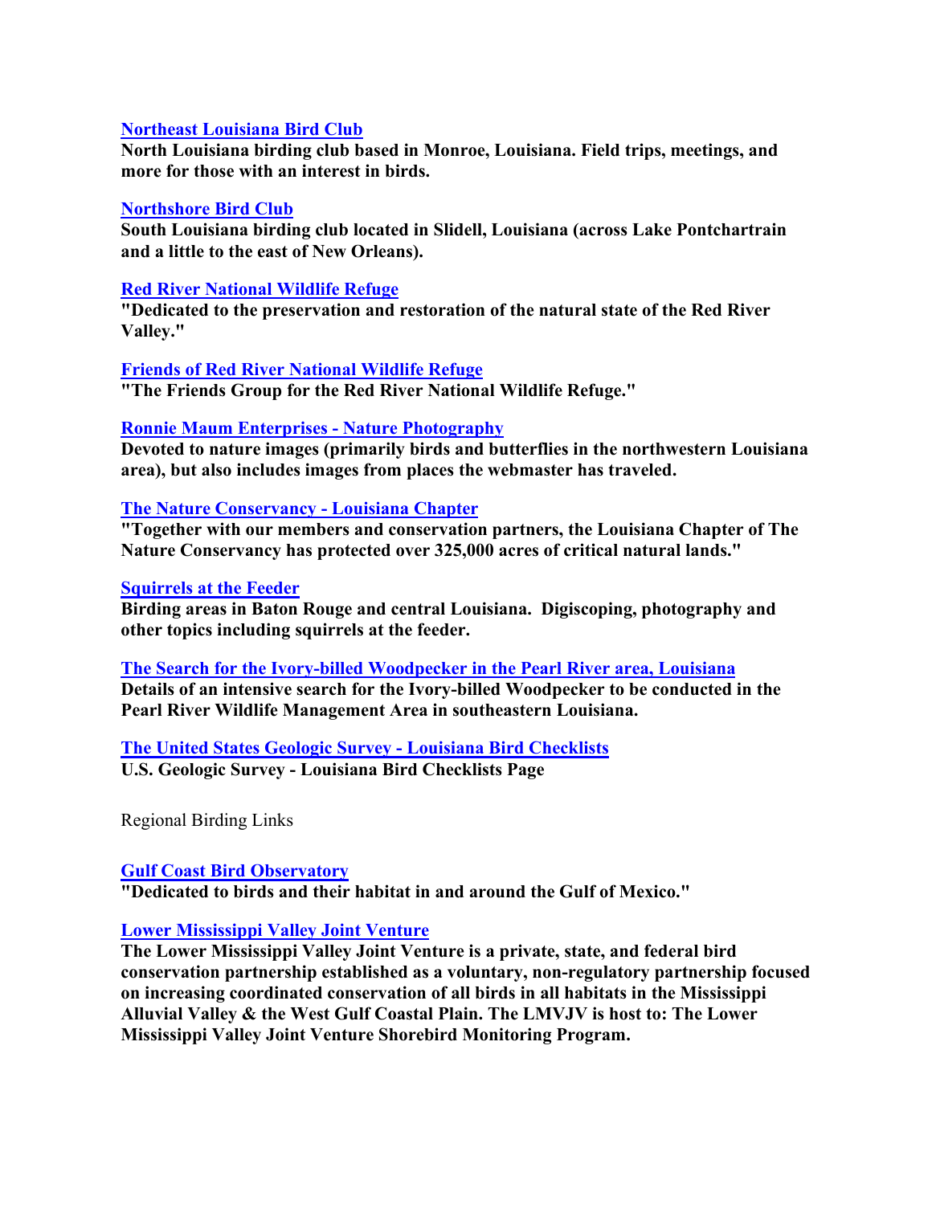**Northeast Louisiana Bird Club**
**North Louisiana birding club based in Monroe, Louisiana. Field trips, meetings, and more for those with an interest in birds.**

**Northshore Bird Club**
**South Louisiana birding club located in Slidell, Louisiana (across Lake Pontchartrain and a little to the east of New Orleans).**

**Red River National Wildlife Refuge**
**"Dedicated to the preservation and restoration of the natural state of the Red River Valley."**

**Friends of Red River National Wildlife Refuge**
**"The Friends Group for the Red River National Wildlife Refuge."**

**Ronnie Maum Enterprises - Nature Photography**
**Devoted to nature images (primarily birds and butterflies in the northwestern Louisiana area), but also includes images from places the webmaster has traveled.**

**The Nature Conservancy - Louisiana Chapter**
**"Together with our members and conservation partners, the Louisiana Chapter of The Nature Conservancy has protected over 325,000 acres of critical natural lands."**

**Squirrels at the Feeder**
**Birding areas in Baton Rouge and central Louisiana. Digiscoping, photography and other topics including squirrels at the feeder.**

**The Search for the Ivory-billed Woodpecker in the Pearl River area, Louisiana**
**Details of an intensive search for the Ivory-billed Woodpecker to be conducted in the Pearl River Wildlife Management Area in southeastern Louisiana.**

**The United States Geologic Survey - Louisiana Bird Checklists**
**U.S. Geologic Survey - Louisiana Bird Checklists Page**

Regional Birding Links

**Gulf Coast Bird Observatory**
**"Dedicated to birds and their habitat in and around the Gulf of Mexico."**

**Lower Mississippi Valley Joint Venture**
**The Lower Mississippi Valley Joint Venture is a private, state, and federal bird conservation partnership established as a voluntary, non-regulatory partnership focused on increasing coordinated conservation of all birds in all habitats in the Mississippi Alluvial Valley & the West Gulf Coastal Plain. The LMVJV is host to: The Lower Mississippi Valley Joint Venture Shorebird Monitoring Program.**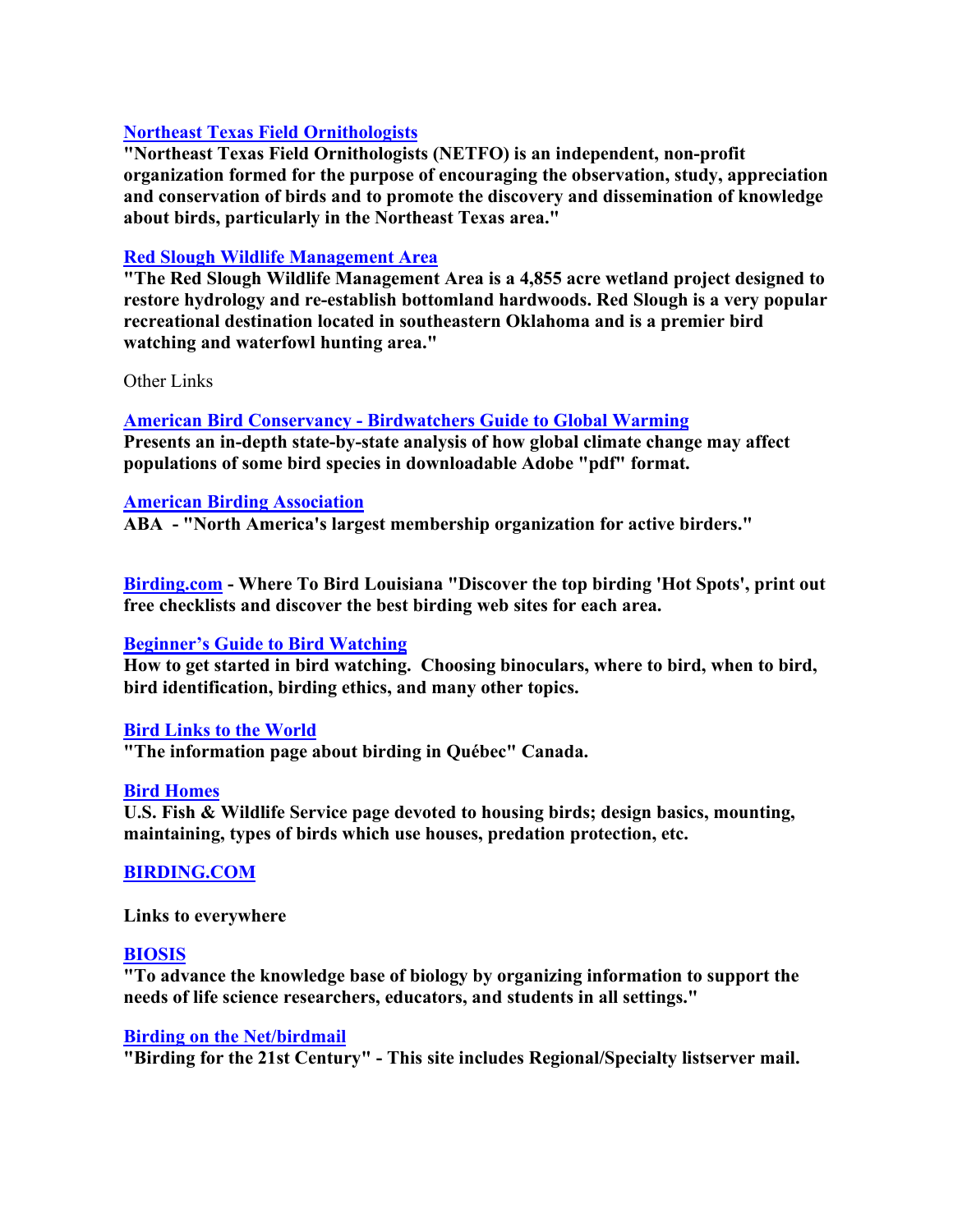[Northeast Texas Field Ornithologists](#)

**"Northeast Texas Field Ornithologists (NETFO) is an independent, non-profit organization formed for the purpose of encouraging the observation, study, appreciation and conservation of birds and to promote the discovery and dissemination of knowledge about birds, particularly in the Northeast Texas area."**

[Red Slough Wildlife Management Area](#)

**"The Red Slough Wildlife Management Area is a 4,855 acre wetland project designed to restore hydrology and re-establish bottomland hardwoods. Red Slough is a very popular recreational destination located in southeastern Oklahoma and is a premier bird watching and waterfowl hunting area."**

Other Links

[American Bird Conservancy - Birdwatchers Guide to Global Warming](#)

**Presents an in-depth state-by-state analysis of how global climate change may affect populations of some bird species in downloadable Adobe "pdf" format.**

[American Birding Association](#)

**ABA - "North America's largest membership organization for active birders."**

[Birding.com](#) **- Where To Bird Louisiana "Discover the top birding 'Hot Spots', print out free checklists and discover the best birding web sites for each area.**

[Beginner's Guide to Bird Watching](#)

**How to get started in bird watching. Choosing binoculars, where to bird, when to bird, bird identification, birding ethics, and many other topics.**

[Bird Links to the World](#)

**"The information page about birding in Québec" Canada.**

[Bird Homes](#)

**U.S. Fish & Wildlife Service page devoted to housing birds; design basics, mounting, maintaining, types of birds which use houses, predation protection, etc.**

[BIRDING.COM](#)

**Links to everywhere**

[BIOSIS](#)

**"To advance the knowledge base of biology by organizing information to support the needs of life science researchers, educators, and students in all settings."**

[Birding on the Net/birdmail](#)

**"Birding for the 21st Century" - This site includes Regional/Specialty listserver mail.**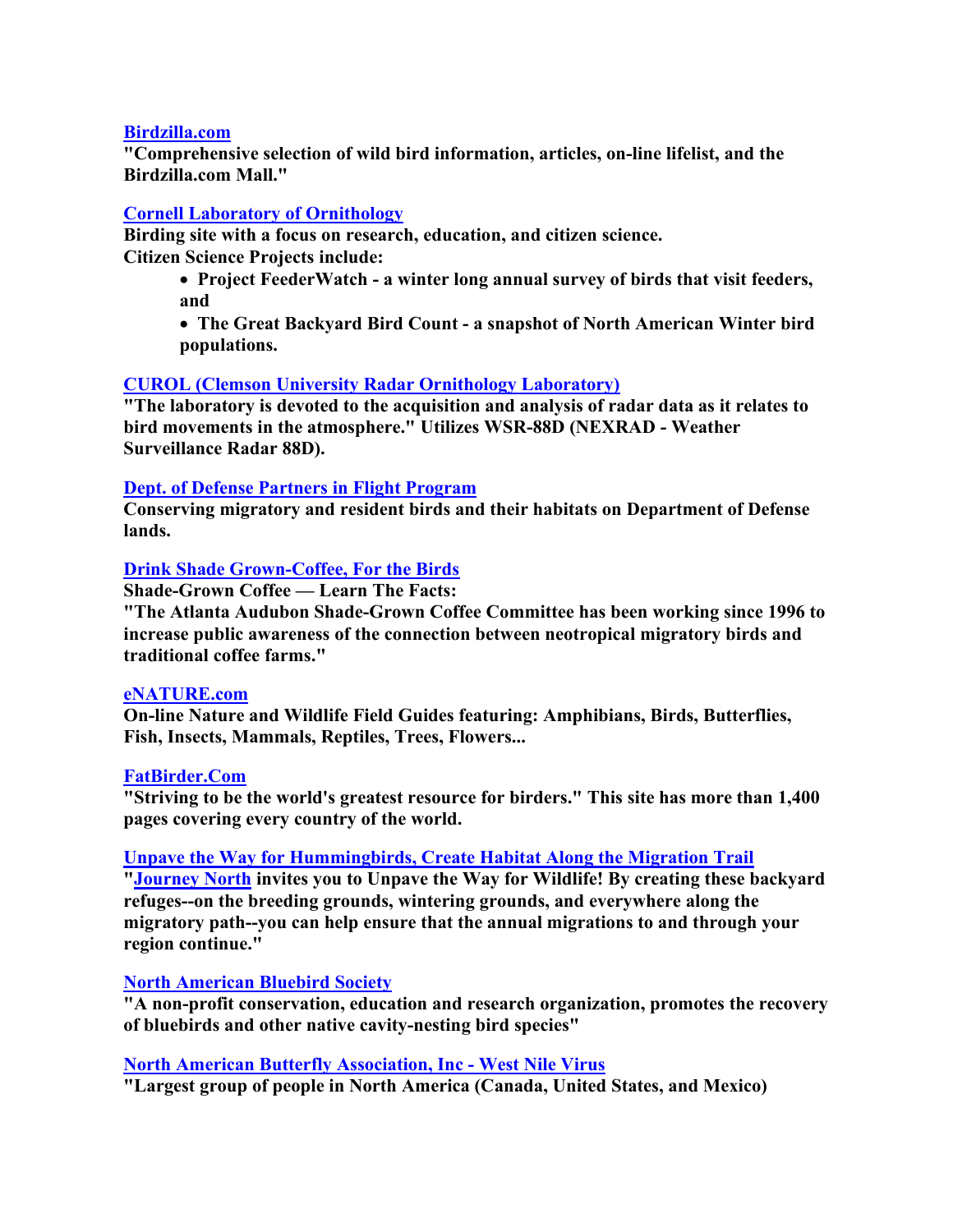**Birdzilla.com**
**"Comprehensive selection of wild bird information, articles, on-line lifelist, and the Birdzilla.com Mall."**

**Cornell Laboratory of Ornithology**
**Birding site with a focus on research, education, and citizen science.**
**Citizen Science Projects include:**

- **Project FeederWatch - a winter long annual survey of birds that visit feeders, and**
- **The Great Backyard Bird Count - a snapshot of North American Winter bird populations.**

**CUROL (Clemson University Radar Ornithology Laboratory)**
**"The laboratory is devoted to the acquisition and analysis of radar data as it relates to bird movements in the atmosphere." Utilizes WSR-88D (NEXRAD - Weather Surveillance Radar 88D).**

**Dept. of Defense Partners in Flight Program**
**Conserving migratory and resident birds and their habitats on Department of Defense lands.**

**Drink Shade Grown-Coffee, For the Birds**
**Shade-Grown Coffee — Learn The Facts:**
**"The Atlanta Audubon Shade-Grown Coffee Committee has been working since 1996 to increase public awareness of the connection between neotropical migratory birds and traditional coffee farms."**

**eNATURE.com**
**On-line Nature and Wildlife Field Guides featuring: Amphibians, Birds, Butterflies, Fish, Insects, Mammals, Reptiles, Trees, Flowers...**

**FatBirder.Com**
**"Striving to be the world's greatest resource for birders." This site has more than 1,400 pages covering every country of the world.**

**Unpave the Way for Hummingbirds, Create Habitat Along the Migration Trail**
**"Journey North invites you to Unpave the Way for Wildlife! By creating these backyard refuges--on the breeding grounds, wintering grounds, and everywhere along the migratory path--you can help ensure that the annual migrations to and through your region continue."**

**North American Bluebird Society**
**"A non-profit conservation, education and research organization, promotes the recovery of bluebirds and other native cavity-nesting bird species"**

**North American Butterfly Association, Inc - West Nile Virus**
**"Largest group of people in North America (Canada, United States, and Mexico)**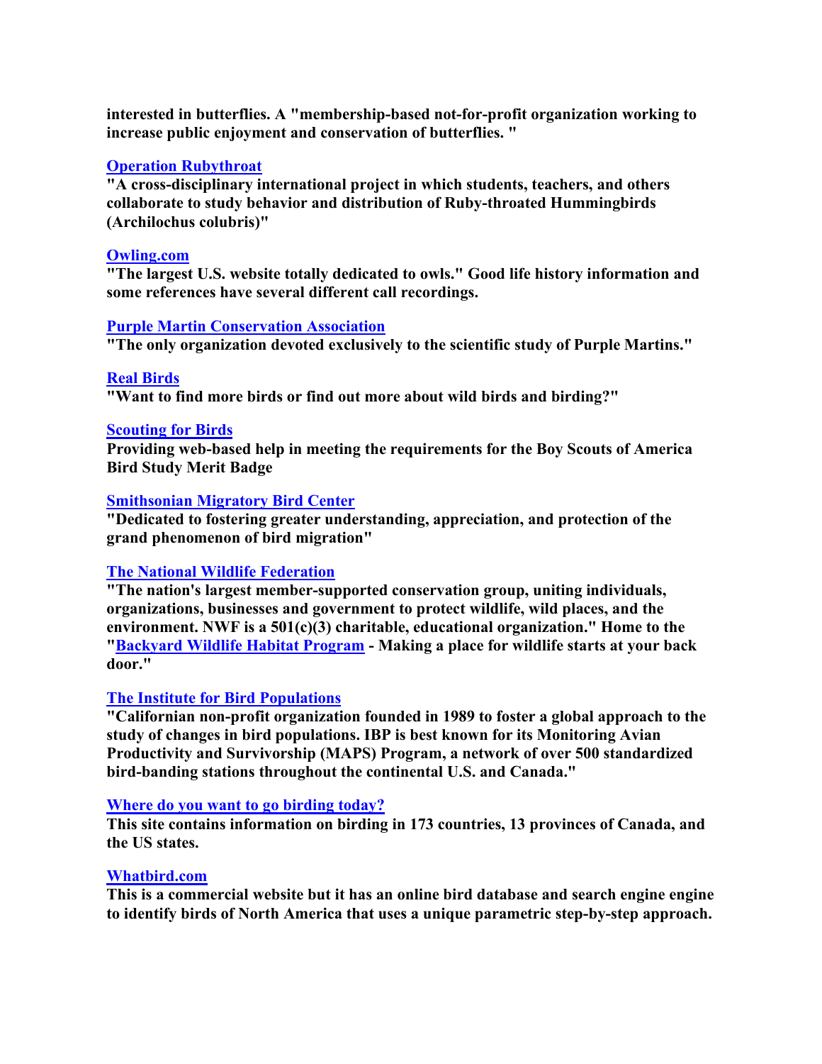**interested in butterflies. A "membership-based not-for-profit organization working to increase public enjoyment and conservation of butterflies. "**

**Operation Rubythroat**
**"A cross-disciplinary international project in which students, teachers, and others collaborate to study behavior and distribution of Ruby-throated Hummingbirds (Archilochus colubris)"**

**Owling.com**
**"The largest U.S. website totally dedicated to owls." Good life history information and some references have several different call recordings.**

**Purple Martin Conservation Association**
**"The only organization devoted exclusively to the scientific study of Purple Martins."**

**Real Birds**
**"Want to find more birds or find out more about wild birds and birding?"**

**Scouting for Birds**
**Providing web-based help in meeting the requirements for the Boy Scouts of America Bird Study Merit Badge**

**Smithsonian Migratory Bird Center**
**"Dedicated to fostering greater understanding, appreciation, and protection of the grand phenomenon of bird migration"**

**The National Wildlife Federation**
**"The nation's largest member-supported conservation group, uniting individuals, organizations, businesses and government to protect wildlife, wild places, and the environment. NWF is a 501(c)(3) charitable, educational organization." Home to the "Backyard Wildlife Habitat Program - Making a place for wildlife starts at your back door."**

**The Institute for Bird Populations**
**"Californian non-profit organization founded in 1989 to foster a global approach to the study of changes in bird populations. IBP is best known for its Monitoring Avian Productivity and Survivorship (MAPS) Program, a network of over 500 standardized bird-banding stations throughout the continental U.S. and Canada."**

**Where do you want to go birding today?**
**This site contains information on birding in 173 countries, 13 provinces of Canada, and the US states.**

**Whatbird.com**
**This is a commercial website but it has an online bird database and search engine engine to identify birds of North America that uses a unique parametric step-by-step approach.**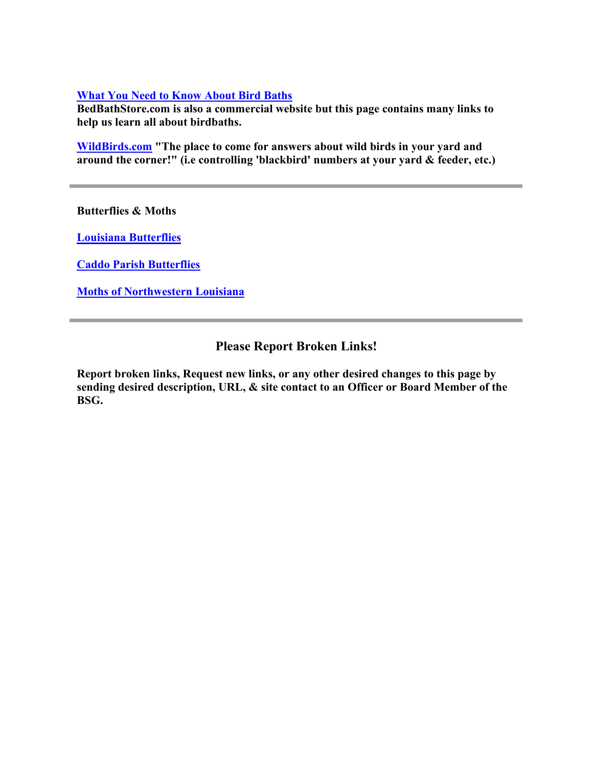**What You Need to Know About Bird Baths**
**BedBathStore.com is also a commercial website but this page contains many links to help us learn all about birdbaths.**

**WildBirds.com "The place to come for answers about wild birds in your yard and around the corner!" (i.e controlling 'blackbird' numbers at your yard & feeder, etc.)**

---

**Butterflies & Moths**

**Louisiana Butterflies**

**Caddo Parish Butterflies**

**Moths of Northwestern Louisiana**

---

## Please Report Broken Links!

**Report broken links, Request new links, or any other desired changes to this page by sending desired description, URL, & site contact to an Officer or Board Member of the BSG.**